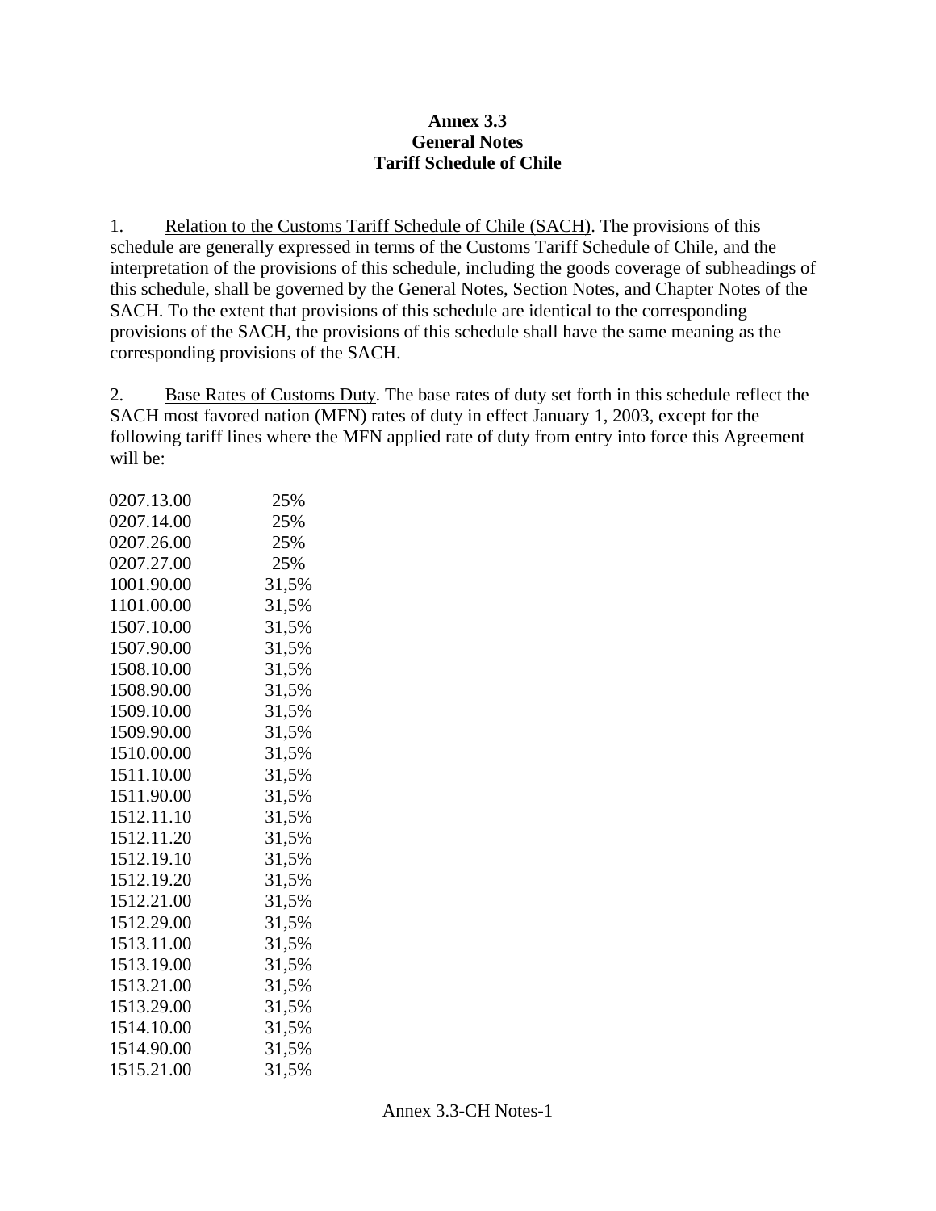**Annex 3.3**
**General Notes**
**Tariff Schedule of Chile**

1. Relation to the Customs Tariff Schedule of Chile (SACH). The provisions of this schedule are generally expressed in terms of the Customs Tariff Schedule of Chile, and the interpretation of the provisions of this schedule, including the goods coverage of subheadings of this schedule, shall be governed by the General Notes, Section Notes, and Chapter Notes of the SACH. To the extent that provisions of this schedule are identical to the corresponding provisions of the SACH, the provisions of this schedule shall have the same meaning as the corresponding provisions of the SACH.

2. Base Rates of Customs Duty. The base rates of duty set forth in this schedule reflect the SACH most favored nation (MFN) rates of duty in effect January 1, 2003, except for the following tariff lines where the MFN applied rate of duty from entry into force this Agreement will be:

| | |
|---|---|
| 0207.13.00 | 25% |
| 0207.14.00 | 25% |
| 0207.26.00 | 25% |
| 0207.27.00 | 25% |
| 1001.90.00 | 31,5% |
| 1101.00.00 | 31,5% |
| 1507.10.00 | 31,5% |
| 1507.90.00 | 31,5% |
| 1508.10.00 | 31,5% |
| 1508.90.00 | 31,5% |
| 1509.10.00 | 31,5% |
| 1509.90.00 | 31,5% |
| 1510.00.00 | 31,5% |
| 1511.10.00 | 31,5% |
| 1511.90.00 | 31,5% |
| 1512.11.10 | 31,5% |
| 1512.11.20 | 31,5% |
| 1512.19.10 | 31,5% |
| 1512.19.20 | 31,5% |
| 1512.21.00 | 31,5% |
| 1512.29.00 | 31,5% |
| 1513.11.00 | 31,5% |
| 1513.19.00 | 31,5% |
| 1513.21.00 | 31,5% |
| 1513.29.00 | 31,5% |
| 1514.10.00 | 31,5% |
| 1514.90.00 | 31,5% |
| 1515.21.00 | 31,5% |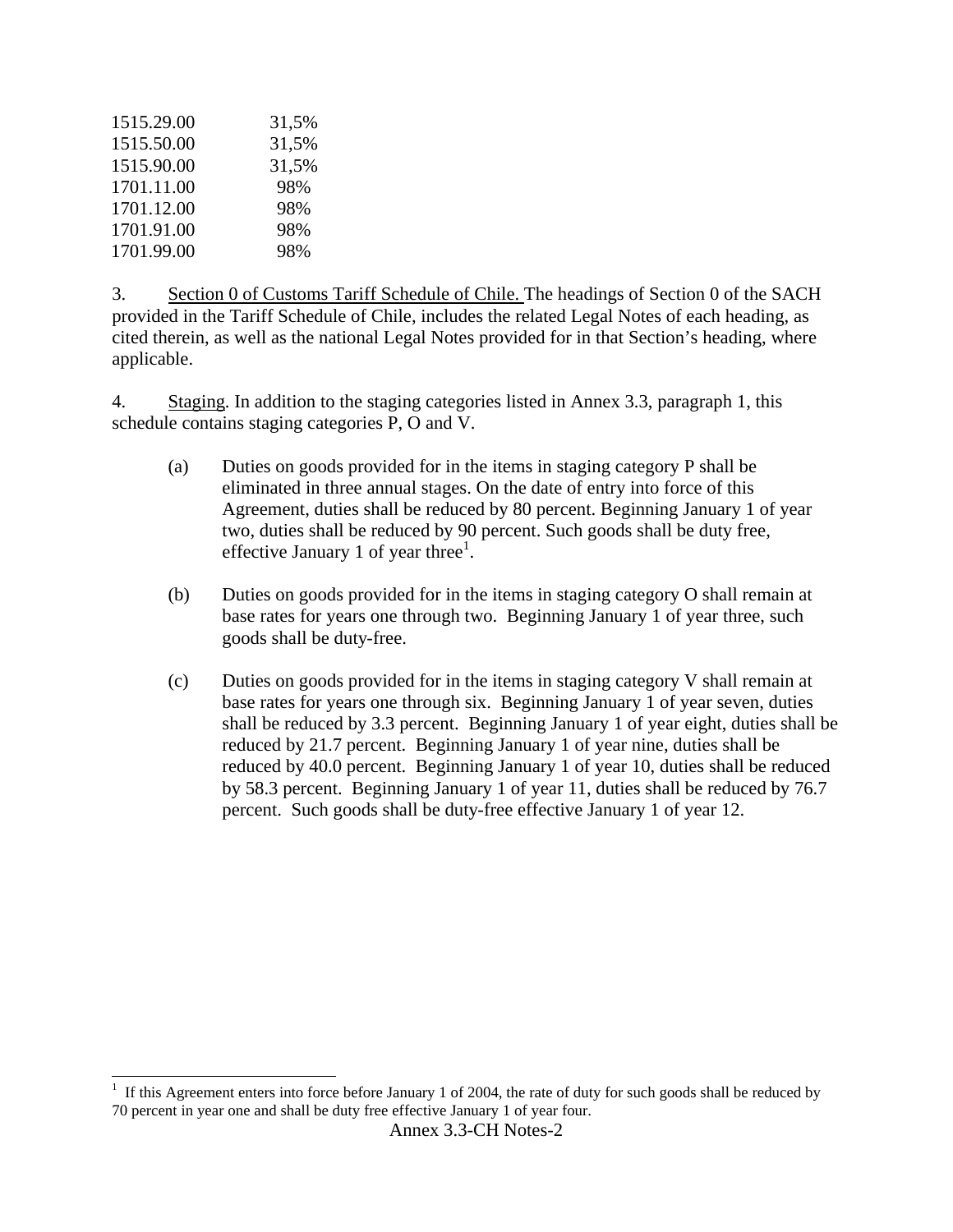| | |
|---|---|
| 1515.29.00 | 31,5% |
| 1515.50.00 | 31,5% |
| 1515.90.00 | 31,5% |
| 1701.11.00 | 98% |
| 1701.12.00 | 98% |
| 1701.91.00 | 98% |
| 1701.99.00 | 98% |

3. Section 0 of Customs Tariff Schedule of Chile. The headings of Section 0 of the SACH provided in the Tariff Schedule of Chile, includes the related Legal Notes of each heading, as cited therein, as well as the national Legal Notes provided for in that Section's heading, where applicable.

4. Staging. In addition to the staging categories listed in Annex 3.3, paragraph 1, this schedule contains staging categories P, O and V.

(a) Duties on goods provided for in the items in staging category P shall be eliminated in three annual stages. On the date of entry into force of this Agreement, duties shall be reduced by 80 percent. Beginning January 1 of year two, duties shall be reduced by 90 percent. Such goods shall be duty free, effective January 1 of year three[1].

(b) Duties on goods provided for in the items in staging category O shall remain at base rates for years one through two. Beginning January 1 of year three, such goods shall be duty-free.

(c) Duties on goods provided for in the items in staging category V shall remain at base rates for years one through six. Beginning January 1 of year seven, duties shall be reduced by 3.3 percent. Beginning January 1 of year eight, duties shall be reduced by 21.7 percent. Beginning January 1 of year nine, duties shall be reduced by 40.0 percent. Beginning January 1 of year 10, duties shall be reduced by 58.3 percent. Beginning January 1 of year 11, duties shall be reduced by 76.7 percent. Such goods shall be duty-free effective January 1 of year 12.

---

[1] If this Agreement enters into force before January 1 of 2004, the rate of duty for such goods shall be reduced by 70 percent in year one and shall be duty free effective January 1 of year four.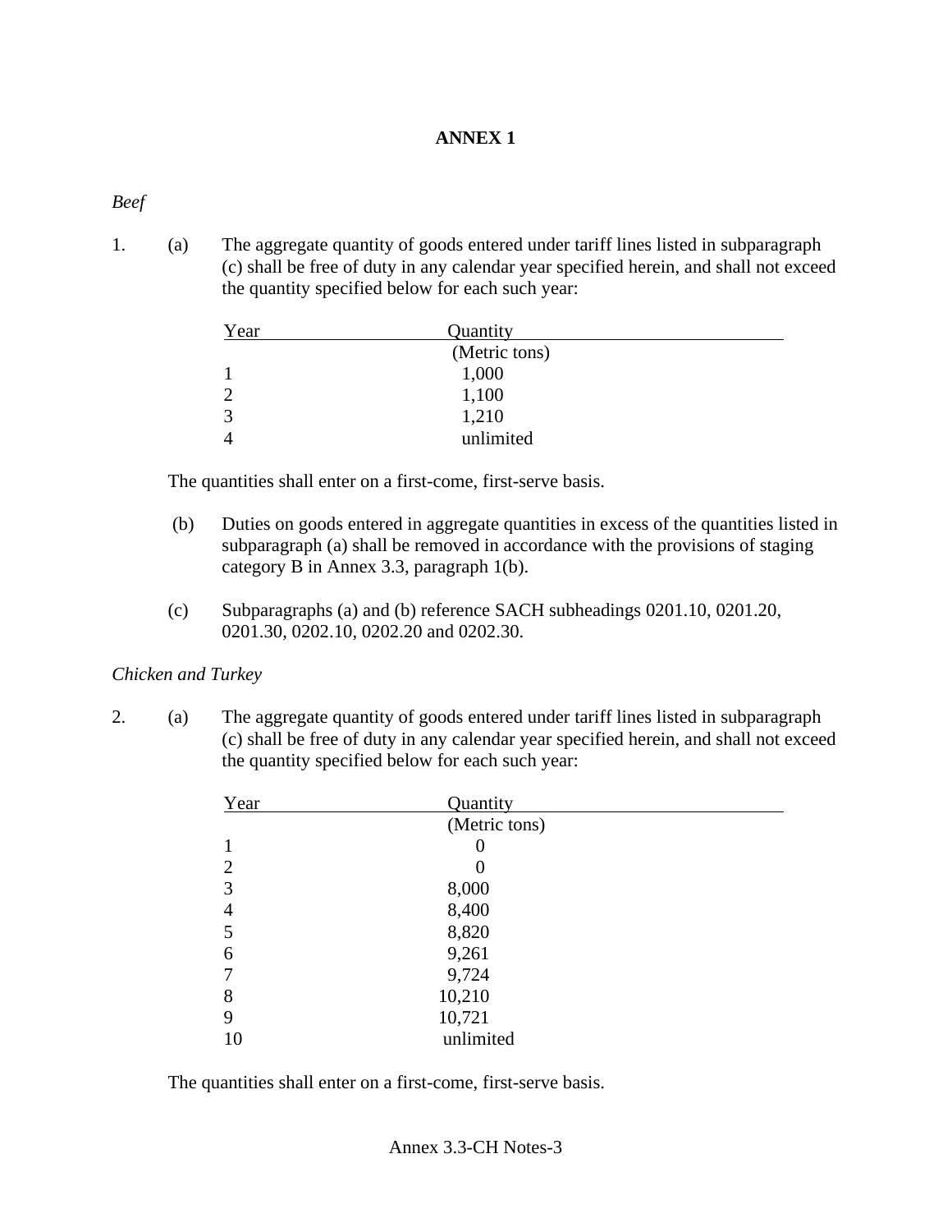# ANNEX 1

*Beef*

1. (a) The aggregate quantity of goods entered under tariff lines listed in subparagraph (c) shall be free of duty in any calendar year specified herein, and shall not exceed the quantity specified below for each such year:

| Year | Quantity (Metric tons) |
|---|---|
| 1 | 1,000 |
| 2 | 1,100 |
| 3 | 1,210 |
| 4 | unlimited |

The quantities shall enter on a first-come, first-serve basis.

(b) Duties on goods entered in aggregate quantities in excess of the quantities listed in subparagraph (a) shall be removed in accordance with the provisions of staging category B in Annex 3.3, paragraph 1(b).

(c) Subparagraphs (a) and (b) reference SACH subheadings 0201.10, 0201.20, 0201.30, 0202.10, 0202.20 and 0202.30.

*Chicken and Turkey*

2. (a) The aggregate quantity of goods entered under tariff lines listed in subparagraph (c) shall be free of duty in any calendar year specified herein, and shall not exceed the quantity specified below for each such year:

| Year | Quantity (Metric tons) |
|---|---|
| 1 | 0 |
| 2 | 0 |
| 3 | 8,000 |
| 4 | 8,400 |
| 5 | 8,820 |
| 6 | 9,261 |
| 7 | 9,724 |
| 8 | 10,210 |
| 9 | 10,721 |
| 10 | unlimited |

The quantities shall enter on a first-come, first-serve basis.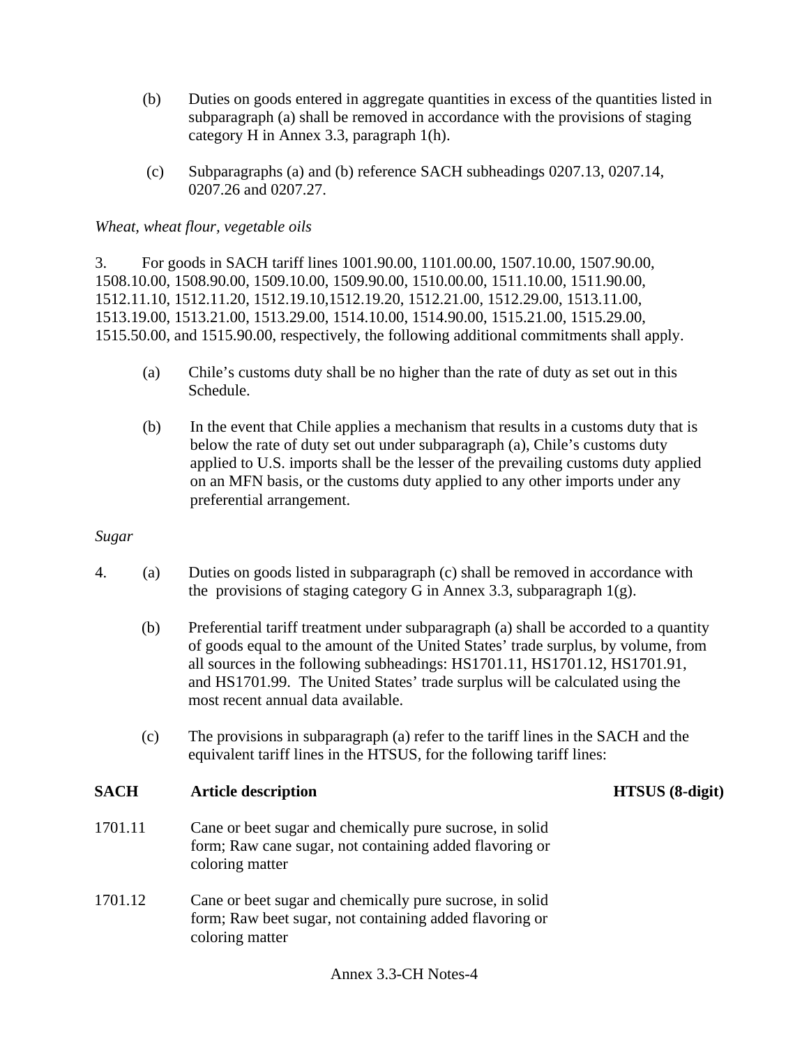(b) Duties on goods entered in aggregate quantities in excess of the quantities listed in subparagraph (a) shall be removed in accordance with the provisions of staging category H in Annex 3.3, paragraph 1(h).

(c) Subparagraphs (a) and (b) reference SACH subheadings 0207.13, 0207.14, 0207.26 and 0207.27.

*Wheat, wheat flour, vegetable oils*

3. For goods in SACH tariff lines 1001.90.00, 1101.00.00, 1507.10.00, 1507.90.00, 1508.10.00, 1508.90.00, 1509.10.00, 1509.90.00, 1510.00.00, 1511.10.00, 1511.90.00, 1512.11.10, 1512.11.20, 1512.19.10,1512.19.20, 1512.21.00, 1512.29.00, 1513.11.00, 1513.19.00, 1513.21.00, 1513.29.00, 1514.10.00, 1514.90.00, 1515.21.00, 1515.29.00, 1515.50.00, and 1515.90.00, respectively, the following additional commitments shall apply.

(a) Chile's customs duty shall be no higher than the rate of duty as set out in this Schedule.

(b) In the event that Chile applies a mechanism that results in a customs duty that is below the rate of duty set out under subparagraph (a), Chile's customs duty applied to U.S. imports shall be the lesser of the prevailing customs duty applied on an MFN basis, or the customs duty applied to any other imports under any preferential arrangement.

*Sugar*

4. (a) Duties on goods listed in subparagraph (c) shall be removed in accordance with the provisions of staging category G in Annex 3.3, subparagraph 1(g).

(b) Preferential tariff treatment under subparagraph (a) shall be accorded to a quantity of goods equal to the amount of the United States' trade surplus, by volume, from all sources in the following subheadings: HS1701.11, HS1701.12, HS1701.91, and HS1701.99. The United States' trade surplus will be calculated using the most recent annual data available.

(c) The provisions in subparagraph (a) refer to the tariff lines in the SACH and the equivalent tariff lines in the HTSUS, for the following tariff lines:

| SACH | Article description | HTSUS (8-digit) |
|---|---|---|
| 1701.11 | Cane or beet sugar and chemically pure sucrose, in solid form; Raw cane sugar, not containing added flavoring or coloring matter | |
| 1701.12 | Cane or beet sugar and chemically pure sucrose, in solid form; Raw beet sugar, not containing added flavoring or coloring matter | |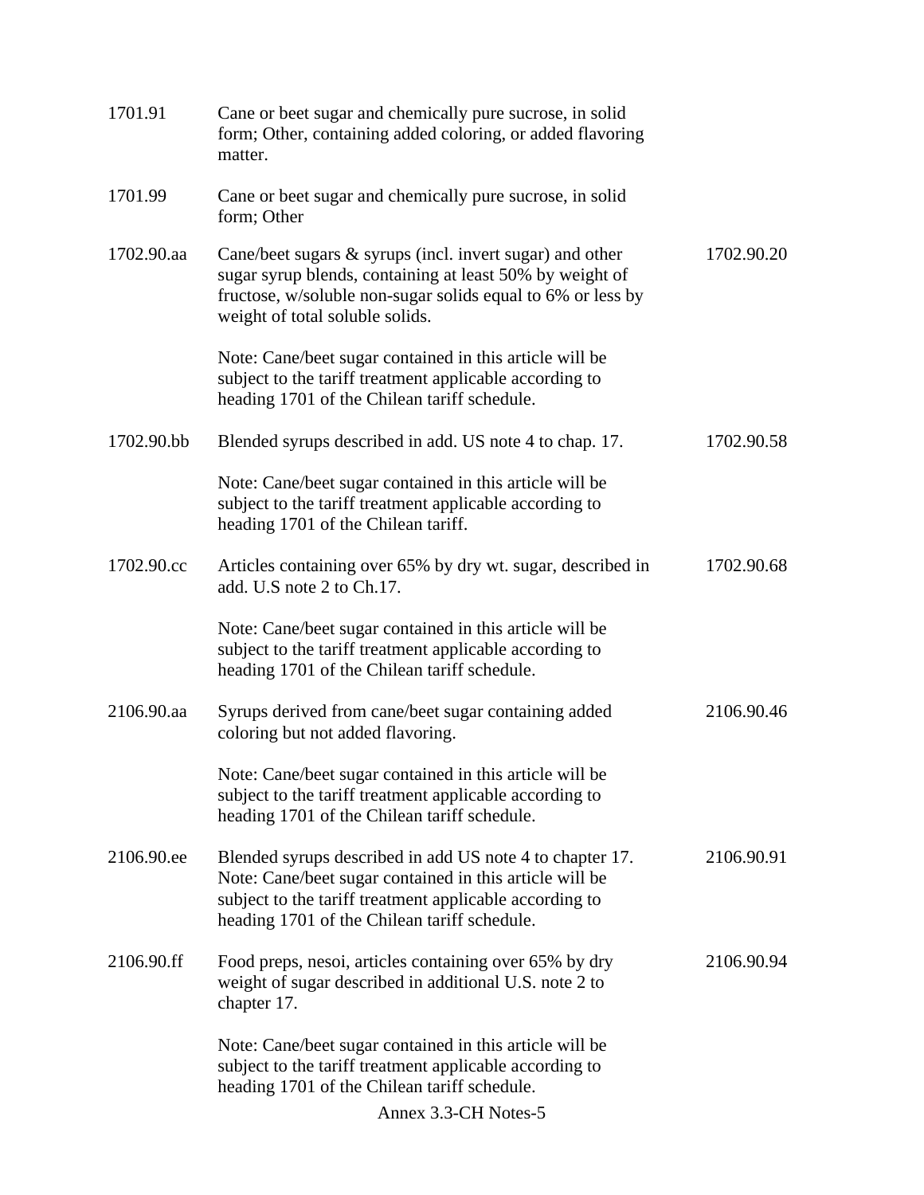| | | |
|---|---|---|
| 1701.91 | Cane or beet sugar and chemically pure sucrose, in solid form; Other, containing added coloring, or added flavoring matter. | |
| 1701.99 | Cane or beet sugar and chemically pure sucrose, in solid form; Other | |
| 1702.90.aa | Cane/beet sugars & syrups (incl. invert sugar) and other sugar syrup blends, containing at least 50% by weight of fructose, w/soluble non-sugar solids equal to 6% or less by weight of total soluble solids.<br><br>Note: Cane/beet sugar contained in this article will be subject to the tariff treatment applicable according to heading 1701 of the Chilean tariff schedule. | 1702.90.20 |
| 1702.90.bb | Blended syrups described in add. US note 4 to chap. 17.<br><br>Note: Cane/beet sugar contained in this article will be subject to the tariff treatment applicable according to heading 1701 of the Chilean tariff. | 1702.90.58 |
| 1702.90.cc | Articles containing over 65% by dry wt. sugar, described in add. U.S note 2 to Ch.17.<br><br>Note: Cane/beet sugar contained in this article will be subject to the tariff treatment applicable according to heading 1701 of the Chilean tariff schedule. | 1702.90.68 |
| 2106.90.aa | Syrups derived from cane/beet sugar containing added coloring but not added flavoring.<br><br>Note: Cane/beet sugar contained in this article will be subject to the tariff treatment applicable according to heading 1701 of the Chilean tariff schedule. | 2106.90.46 |
| 2106.90.ee | Blended syrups described in add US note 4 to chapter 17. Note: Cane/beet sugar contained in this article will be subject to the tariff treatment applicable according to heading 1701 of the Chilean tariff schedule. | 2106.90.91 |
| 2106.90.ff | Food preps, nesoi, articles containing over 65% by dry weight of sugar described in additional U.S. note 2 to chapter 17.<br><br>Note: Cane/beet sugar contained in this article will be subject to the tariff treatment applicable according to heading 1701 of the Chilean tariff schedule. | 2106.90.94 |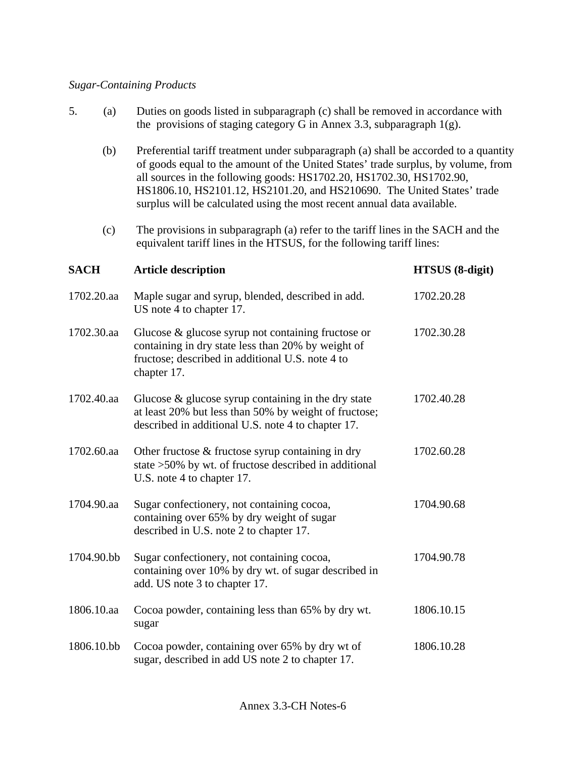*Sugar-Containing Products*

5. (a) Duties on goods listed in subparagraph (c) shall be removed in accordance with the provisions of staging category G in Annex 3.3, subparagraph 1(g).

   (b) Preferential tariff treatment under subparagraph (a) shall be accorded to a quantity of goods equal to the amount of the United States' trade surplus, by volume, from all sources in the following goods: HS1702.20, HS1702.30, HS1702.90, HS1806.10, HS2101.12, HS2101.20, and HS210690. The United States' trade surplus will be calculated using the most recent annual data available.

   (c) The provisions in subparagraph (a) refer to the tariff lines in the SACH and the equivalent tariff lines in the HTSUS, for the following tariff lines:

| SACH | Article description | HTSUS (8-digit) |
|---|---|---|
| 1702.20.aa | Maple sugar and syrup, blended, described in add. US note 4 to chapter 17. | 1702.20.28 |
| 1702.30.aa | Glucose & glucose syrup not containing fructose or containing in dry state less than 20% by weight of fructose; described in additional U.S. note 4 to chapter 17. | 1702.30.28 |
| 1702.40.aa | Glucose & glucose syrup containing in the dry state at least 20% but less than 50% by weight of fructose; described in additional U.S. note 4 to chapter 17. | 1702.40.28 |
| 1702.60.aa | Other fructose & fructose syrup containing in dry state >50% by wt. of fructose described in additional U.S. note 4 to chapter 17. | 1702.60.28 |
| 1704.90.aa | Sugar confectionery, not containing cocoa, containing over 65% by dry weight of sugar described in U.S. note 2 to chapter 17. | 1704.90.68 |
| 1704.90.bb | Sugar confectionery, not containing cocoa, containing over 10% by dry wt. of sugar described in add. US note 3 to chapter 17. | 1704.90.78 |
| 1806.10.aa | Cocoa powder, containing less than 65% by dry wt. sugar | 1806.10.15 |
| 1806.10.bb | Cocoa powder, containing over 65% by dry wt of sugar, described in add US note 2 to chapter 17. | 1806.10.28 |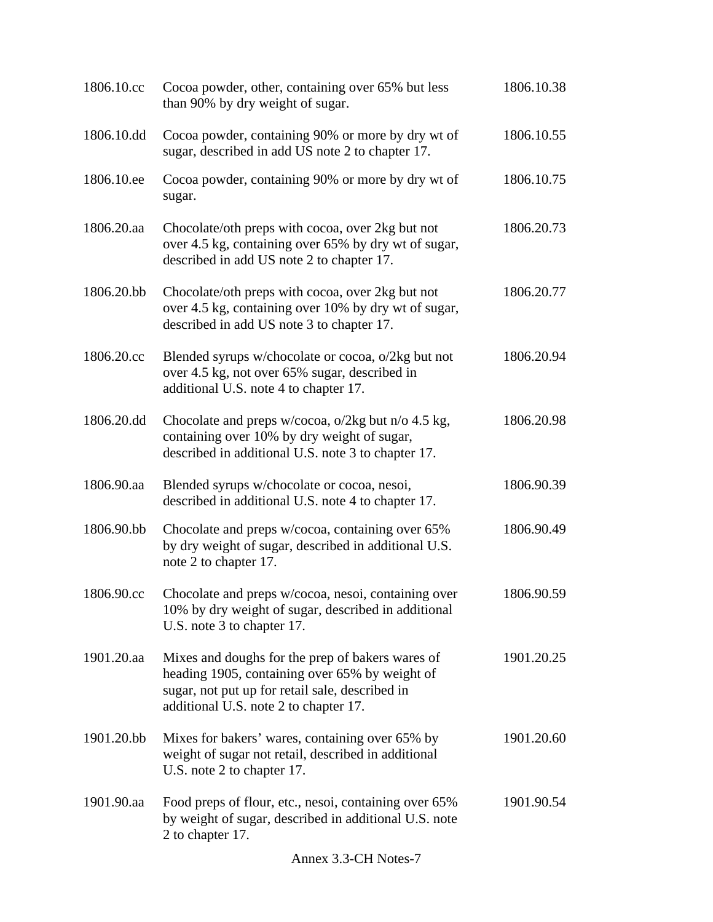| | | |
|---|---|---|
| 1806.10.cc | Cocoa powder, other, containing over 65% but less than 90% by dry weight of sugar. | 1806.10.38 |
| 1806.10.dd | Cocoa powder, containing 90% or more by dry wt of sugar, described in add US note 2 to chapter 17. | 1806.10.55 |
| 1806.10.ee | Cocoa powder, containing 90% or more by dry wt of sugar. | 1806.10.75 |
| 1806.20.aa | Chocolate/oth preps with cocoa, over 2kg but not over 4.5 kg, containing over 65% by dry wt of sugar, described in add US note 2 to chapter 17. | 1806.20.73 |
| 1806.20.bb | Chocolate/oth preps with cocoa, over 2kg but not over 4.5 kg, containing over 10% by dry wt of sugar, described in add US note 3 to chapter 17. | 1806.20.77 |
| 1806.20.cc | Blended syrups w/chocolate or cocoa, o/2kg but not over 4.5 kg, not over 65% sugar, described in additional U.S. note 4 to chapter 17. | 1806.20.94 |
| 1806.20.dd | Chocolate and preps w/cocoa, o/2kg but n/o 4.5 kg, containing over 10% by dry weight of sugar, described in additional U.S. note 3 to chapter 17. | 1806.20.98 |
| 1806.90.aa | Blended syrups w/chocolate or cocoa, nesoi, described in additional U.S. note 4 to chapter 17. | 1806.90.39 |
| 1806.90.bb | Chocolate and preps w/cocoa, containing over 65% by dry weight of sugar, described in additional U.S. note 2 to chapter 17. | 1806.90.49 |
| 1806.90.cc | Chocolate and preps w/cocoa, nesoi, containing over 10% by dry weight of sugar, described in additional U.S. note 3 to chapter 17. | 1806.90.59 |
| 1901.20.aa | Mixes and doughs for the prep of bakers wares of heading 1905, containing over 65% by weight of sugar, not put up for retail sale, described in additional U.S. note 2 to chapter 17. | 1901.20.25 |
| 1901.20.bb | Mixes for bakers' wares, containing over 65% by weight of sugar not retail, described in additional U.S. note 2 to chapter 17. | 1901.20.60 |
| 1901.90.aa | Food preps of flour, etc., nesoi, containing over 65% by weight of sugar, described in additional U.S. note 2 to chapter 17. | 1901.90.54 |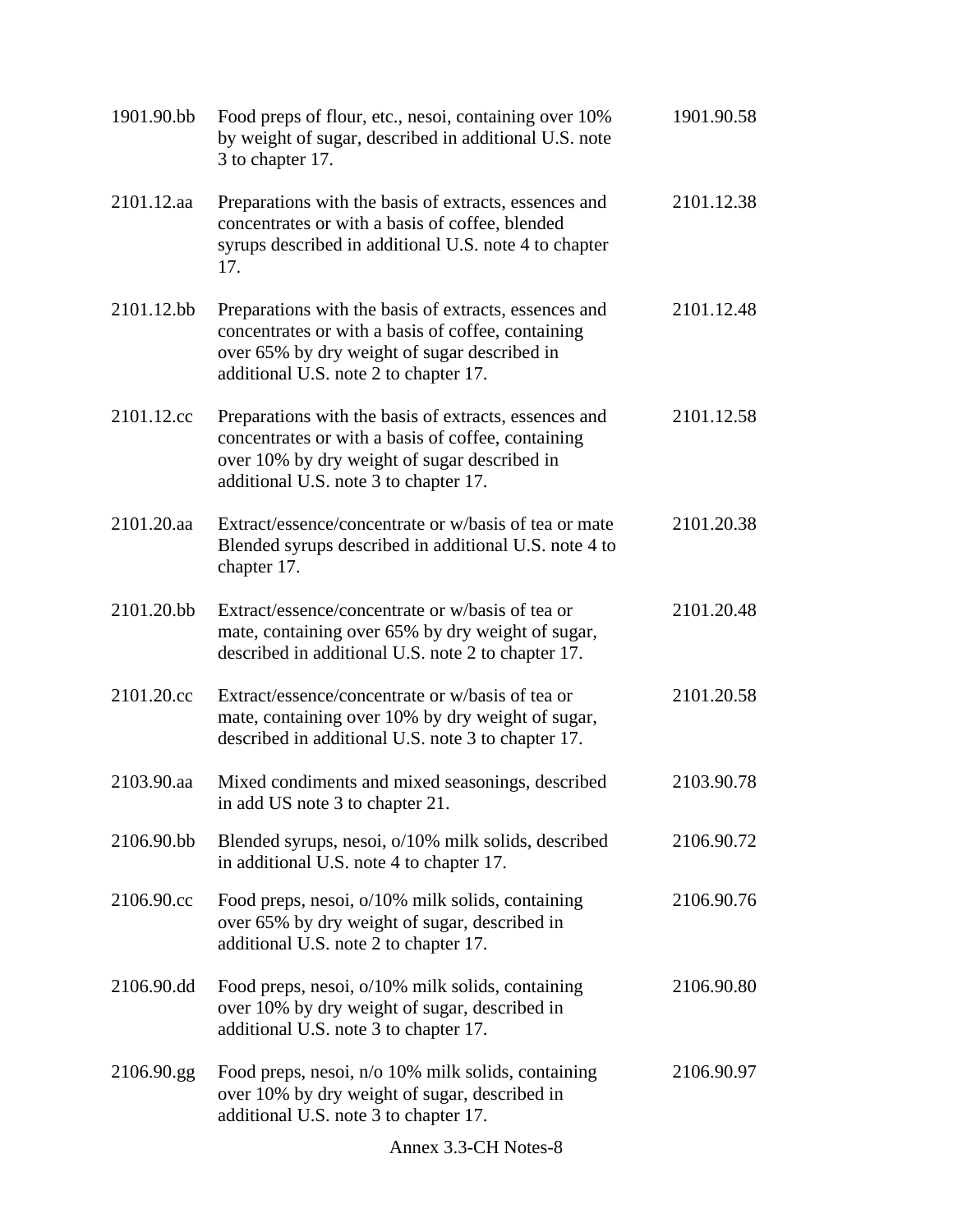| | | |
|---|---|---|
| 1901.90.bb | Food preps of flour, etc., nesoi, containing over 10% by weight of sugar, described in additional U.S. note 3 to chapter 17. | 1901.90.58 |
| 2101.12.aa | Preparations with the basis of extracts, essences and concentrates or with a basis of coffee, blended syrups described in additional U.S. note 4 to chapter 17. | 2101.12.38 |
| 2101.12.bb | Preparations with the basis of extracts, essences and concentrates or with a basis of coffee, containing over 65% by dry weight of sugar described in additional U.S. note 2 to chapter 17. | 2101.12.48 |
| 2101.12.cc | Preparations with the basis of extracts, essences and concentrates or with a basis of coffee, containing over 10% by dry weight of sugar described in additional U.S. note 3 to chapter 17. | 2101.12.58 |
| 2101.20.aa | Extract/essence/concentrate or w/basis of tea or mate Blended syrups described in additional U.S. note 4 to chapter 17. | 2101.20.38 |
| 2101.20.bb | Extract/essence/concentrate or w/basis of tea or mate, containing over 65% by dry weight of sugar, described in additional U.S. note 2 to chapter 17. | 2101.20.48 |
| 2101.20.cc | Extract/essence/concentrate or w/basis of tea or mate, containing over 10% by dry weight of sugar, described in additional U.S. note 3 to chapter 17. | 2101.20.58 |
| 2103.90.aa | Mixed condiments and mixed seasonings, described in add US note 3 to chapter 21. | 2103.90.78 |
| 2106.90.bb | Blended syrups, nesoi, o/10% milk solids, described in additional U.S. note 4 to chapter 17. | 2106.90.72 |
| 2106.90.cc | Food preps, nesoi, o/10% milk solids, containing over 65% by dry weight of sugar, described in additional U.S. note 2 to chapter 17. | 2106.90.76 |
| 2106.90.dd | Food preps, nesoi, o/10% milk solids, containing over 10% by dry weight of sugar, described in additional U.S. note 3 to chapter 17. | 2106.90.80 |
| 2106.90.gg | Food preps, nesoi, n/o 10% milk solids, containing over 10% by dry weight of sugar, described in additional U.S. note 3 to chapter 17. | 2106.90.97 |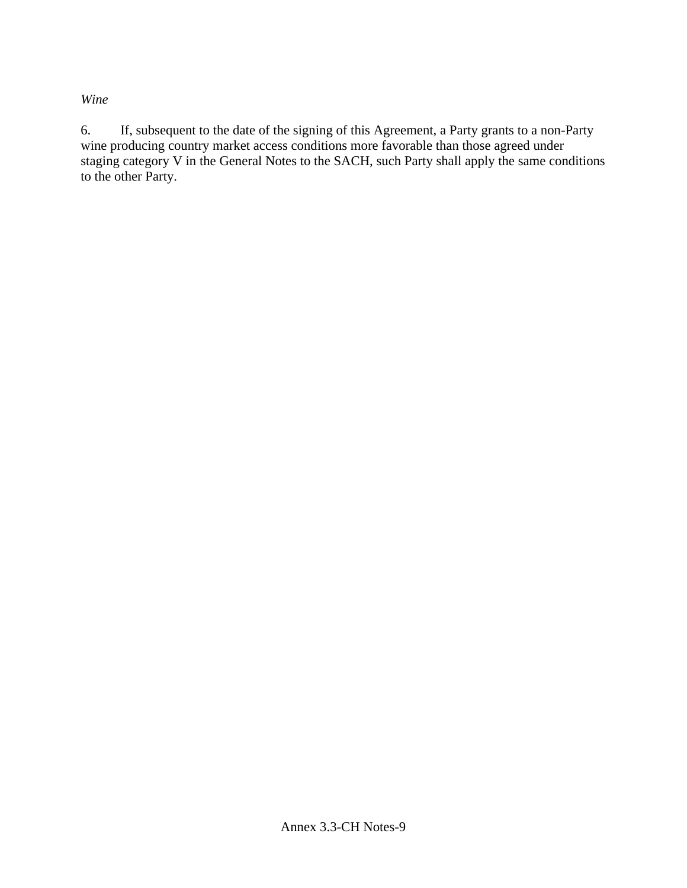*Wine*

6. If, subsequent to the date of the signing of this Agreement, a Party grants to a non-Party wine producing country market access conditions more favorable than those agreed under staging category V in the General Notes to the SACH, such Party shall apply the same conditions to the other Party.